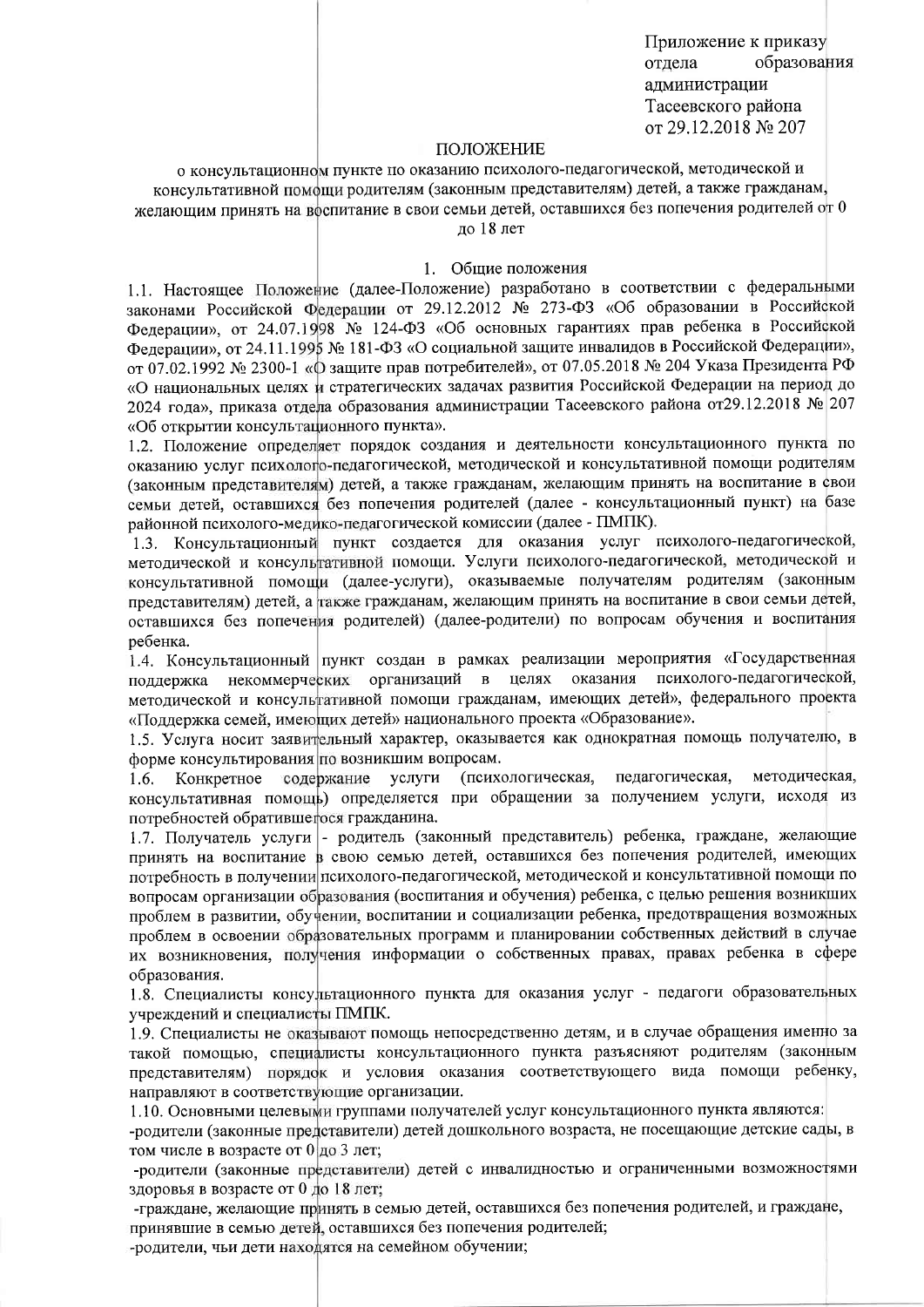Приложение к приказу отдела образования администрации Тасеевского района от 29.12.2018 № 207

# ПОЛОЖЕНИЕ

о консультационном пункте по оказанию психолого-педагогической, методической и консультативной помощи родителям (законным представителям) детей, а также гражданам, желающим принять на воспитание в свои семьи детей, оставшихся без попечения родителей от 0 до 18 лет

## 1. Общие положения

1.1. Настоящее Положение (далее-Положение) разработано в соответствии с федеральными законами Российской Федерации от 29.12.2012 № 273-ФЗ «Об образовании в Российской Федерации», от 24.07.1998 № 124-ФЗ «Об основных гарантиях прав ребенка в Российской Федерации», от 24.11.1995 № 181-ФЗ «О социальной защите инвалидов в Российской Федерации», от 07.02.1992 № 2300-1 «О защите прав потребителей», от 07.05.2018 № 204 Указа Президента РФ «О национальных целях и стратегических задачах развития Российской Федерации на период до 2024 года», приказа отдела образования администрации Тасеевского района от29.12.2018 № 207 «Об открытии консультационного пункта».

1.2. Положение определяет порядок создания и деятельности консультационного пункта по оказанию услуг психолого-педагогической, методической и консультативной помощи родителям (законным представителям) детей, а также гражданам, желающим принять на воспитание в свои семьи детей, оставшихся без попечения родителей (далее - консультационный пункт) на базе районной психолого-медико-педагогической комиссии (далее - ПМПК).

1.3. Консультационный пункт создается для оказания услуг психолого-педагогической, методической и консультативной помощи. Услуги психолого-педагогической, методической и консультативной помощи (далее-услуги), оказываемые получателям родителям (законным представителям) детей, а также гражданам, желающим принять на воспитание в свои семьи детей, оставшихся без попечения родителей) (далее-родители) по вопросам обучения и воспитания ребенка.

1.4. Консультационный пункт создан в рамках реализации мероприятия «Государственная поддержка некоммерческих организаций в целях оказания психолого-педагогической, методической и консультативной помощи гражданам, имеющих детей», федерального проекта «Поддержка семей, имеющих детей» национального проекта «Образование».

1.5. Услуга носит заявительный характер, оказывается как однократная помощь получателю, в форме консультирования по возникшим вопросам.

1.6. Конкретное содержание услуги (психологическая, педагогическая, методическая, консультативная помощь) определяется при обращении за получением услуги, исходя из потребностей обратившегося гражданина.

1.7. Получатель услуги - родитель (законный представитель) ребенка, граждане, желающие принять на воспитание в свою семью детей, оставшихся без попечения родителей, имеющих потребность в получении психолого-педагогической, методической и консультативной помощи по вопросам организации образования (воспитания и обучения) ребенка, с целью решения возникших проблем в развитии, обучении, воспитании и социализации ребенка, предотвращения возможных проблем в освоении образовательных программ и планировании собственных действий в случае их возникновения, получения информации о собственных правах, правах ребенка в сфере образования.

1.8. Специалисты консультационного пункта для оказания услуг - педагоги образовательных учреждений и специалисты ПМПК.

1.9. Специалисты не оказывают помощь непосредственно детям, и в случае обращения именно за такой помощью, специалисты консультационного пункта разъясняют родителям (законным представителям) порядок и условия оказания соответствующего вида помощи ребенку, направляют в соответствующие организации.

1.10. Основными целевыми группами получателей услуг консультационного пункта являются:

-родители (законные представители) детей дошкольного возраста, не посещающие детские сады, в том числе в возрасте от 0 до 3 лет;

-родители (законные представители) детей с инвалидностью и ограниченными возможностями здоровья в возрасте от 0 до 18 лет;

-граждане, желающие принять в семью детей, оставшихся без попечения родителей, и граждане, принявшие в семью детей, оставшихся без попечения родителей;

-родители, чьи дети находятся на семейном обучении;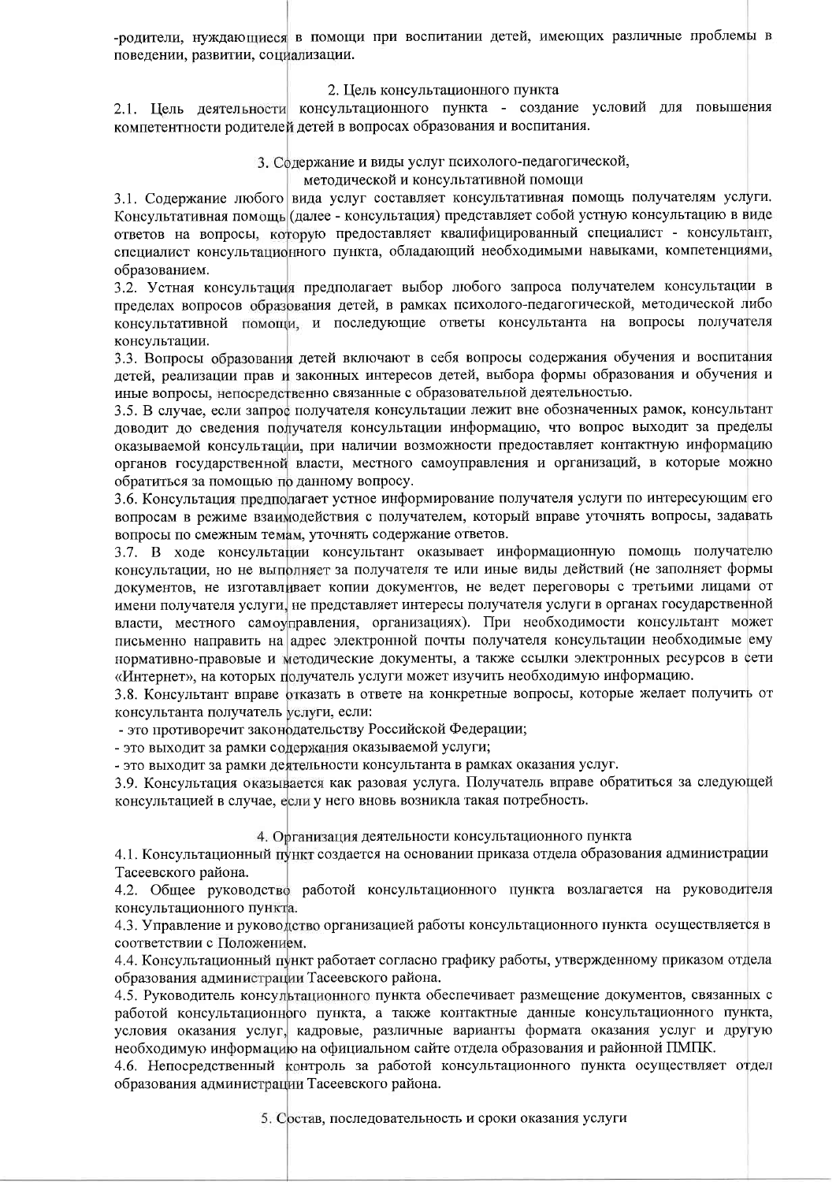-родители, нуждающиеся в помощи при воспитании детей, имеющих различные проблемы в поведении, развитии, социализации.

## 2. Цель консультационного пункта

2.1. Цель деятельности консультационного пункта - создание условий для повышения компетентности родителей детей в вопросах образования и воспитания.

## 3. Содержание и виды услуг психолого-педагогической, методической и консультативной помощи

3.1. Содержание любого вида услуг составляет консультативная помощь получателям услуги. Консультативная помощь (далее - консультация) представляет собой устную консультацию в виде ответов на вопросы, которую предоставляет квалифицированный специалист - консультант, специалист консультационного пункта, обладающий необходимыми навыками, компетенциями, образованием.

3.2. Устная консультация предполагает выбор любого запроса получателем консультации в пределах вопросов образования детей, в рамках психолого-педагогической, методической либо консультативной помощи, и последующие ответы консультанта на вопросы получателя консультации.

3.3. Вопросы образования детей включают в себя вопросы содержания обучения и воспитания детей, реализации прав и законных интересов детей, выбора формы образования и обучения и иные вопросы, непосредственно связанные с образовательной деятельностью.

3.5. В случае, если запрос получателя консультации лежит вне обозначенных рамок, консультант доводит до сведения получателя консультации информацию, что вопрос выходит за пределы оказываемой консультации, при наличии возможности предоставляет контактную информацию органов государственной власти, местного самоуправления и организаций, в которые можно обратиться за помощью по данному вопросу.

3.6. Консультация предполагает устное информирование получателя услуги по интересующим его вопросам в режиме взаимодействия с получателем, который вправе уточнять вопросы, задавать вопросы по смежным темам, уточнять содержание ответов.

3.7. В ходе консультации консультант оказывает информационную помощь получателю консультации, но не выполняет за получателя те или иные виды действий (не заполняет формы документов, не изготавливает копии документов, не ведет переговоры с третьими лицами от имени получателя услуги, не представляет интересы получателя услуги в органах государственной власти, местного самоуправления, организациях). При необходимости консультант может письменно направить на адрес электронной почты получателя консультации необходимые ему нормативно-правовые и методические документы, а также ссылки электронных ресурсов в сети «Интернет», на которых получатель услуги может изучить необходимую информацию.

3.8. Консультант вправе отказать в ответе на конкретные вопросы, которые желает получить от консультанта получатель услуги, если:

- это противоречит законодательству Российской Федерации;
- это выходит за рамки содержания оказываемой услуги;
- это выходит за рамки деятельности консультанта в рамках оказания услуг.

3.9. Консультация оказывается как разовая услуга. Получатель вправе обратиться за следующей консультацией в случае, если у него вновь возникла такая потребность.

## 4. Организация деятельности консультационного пункта

4.1. Консультационный пункт создается на основании приказа отдела образования администрации Тасеевского района.

4.2. Общее руководство работой консультационного пункта возлагается на руководителя консультационного пункта.

4.3. Управление и руководство организацией работы консультационного пункта осуществляется в соответствии с Положением.

4.4. Консультационный пункт работает согласно графику работы, утвержденному приказом отдела образования администрации Тасеевского района.

4.5. Руководитель консультационного пункта обеспечивает размещение документов, связанных с работой консультационного пункта, а также контактные данные консультационного пункта, условия оказания услуг, кадровые, различные варианты формата оказания услуг и другую необходимую информацию на официальном сайте отдела образования и районной ПМПК.

4.6. Непосредственный контроль за работой консультационного пункта осуществляет отдел образования администрации Тасеевского района.

## 5. Состав, последовательность и сроки оказания услуги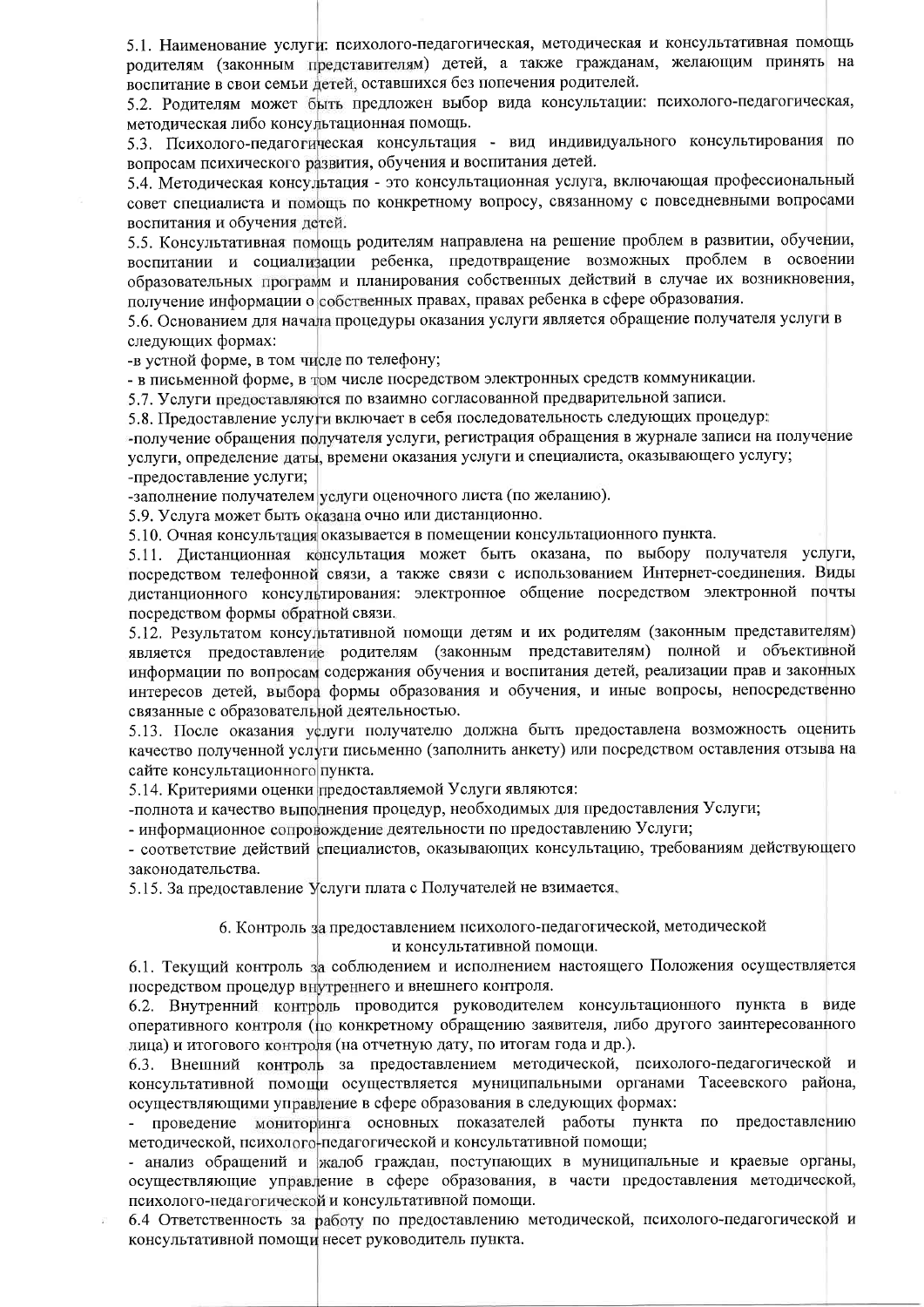5.1. Наименование услуги: психолого-педагогическая, методическая и консультативная помощь родителям (законным представителям) детей, а также гражданам, желающим принять на воспитание в свои семьи детей, оставшихся без попечения родителей.

5.2. Родителям может быть предложен выбор вида консультации: психолого-педагогическая, методическая либо консультационная помощь.

5.3. Психолого-педагогическая консультация - вид индивидуального консультирования по вопросам психического развития, обучения и воспитания детей.

5.4. Методическая консультация - это консультационная услуга, включающая профессиональный совет специалиста и помощь по конкретному вопросу, связанному с повседневными вопросами воспитания и обучения детей.

5.5. Консультативная помощь родителям направлена на решение проблем в развитии, обучении, воспитании и социализации ребенка, предотвращение возможных проблем в освоении образовательных программ и планирования собственных действий в случае их возникновения, получение информации о собственных правах, правах ребенка в сфере образования.

5.6. Основанием для начала процедуры оказания услуги является обращение получателя услуги в следующих формах:

-в устной форме, в том числе по телефону;

- в письменной форме, в том числе посредством электронных средств коммуникации.

5.7. Услуги предоставляются по взаимно согласованной предварительной записи.

5.8. Предоставление услуги включает в себя последовательность следующих процедур:

-получение обращения получателя услуги, регистрация обращения в журнале записи на получение услуги, определение даты, времени оказания услуги и специалиста, оказывающего услугу;

-предоставление услуги;

-заполнение получателем услуги оценочного листа (по желанию).

5.9. Услуга может быть оказана очно или дистанционно.

5.10. Очная консультация оказывается в помещении консультационного пункта.

5.11. Дистанционная консультация может быть оказана, по выбору получателя услуги, посредством телефонной связи, а также связи с использованием Интернет-соединения. Виды дистанционного консультирования: электронное общение посредством электронной почты посредством формы обратной связи.

5.12. Результатом консультативной помощи детям и их родителям (законным представителям) является предоставление родителям (законным представителям) полной и объективной информации по вопросам содержания обучения и воспитания детей, реализации прав и законных интересов детей, выбора формы образования и обучения, и иные вопросы, непосредственно связанные с образовательной деятельностью.

5.13. После оказания услуги получателю должна быть предоставлена возможность оценить качество полученной услуги письменно (заполнить анкету) или посредством оставления отзыва на сайте консультационного пункта.

5.14. Критериями оценки предоставляемой Услуги являются:

-полнота и качество выполнения процедур, необходимых для предоставления Услуги;

- информационное сопровождение деятельности по предоставлению Услуги;

- соответствие действий специалистов, оказывающих консультацию, требованиям действующего законодательства.

5.15. За предоставление Услуги плата с Получателей не взимается.

## 6. Контроль за предоставлением психолого-педагогической, методической и консультативной помощи.

6.1. Текущий контроль за соблюдением и исполнением настоящего Положения осуществляется посредством процедур внутреннего и внешнего контроля.

6.2. Внутренний контроль проводится руководителем консультационного пункта в виде оперативного контроля (по конкретному обращению заявителя, либо другого заинтересованного лица) и итогового контроля (на отчетную дату, по итогам года и др.).

6.3. Внешний контроль за предоставлением методической, психолого-педагогической и консультативной помощи осуществляется муниципальными органами Тасеевского района, осуществляющими управление в сфере образования в следующих формах:

- проведение мониторинга основных показателей работы пункта по предоставлению методической, психолого-педагогической и консультативной помощи;

- анализ обращений и жалоб граждан, поступающих в муниципальные и краевые органы, осуществляющие управление в сфере образования, в части предоставления методической, психолого-педагогической и консультативной помощи.

6.4 Ответственность за работу по предоставлению методической, психолого-педагогической и консультативной помощи несет руководитель пункта.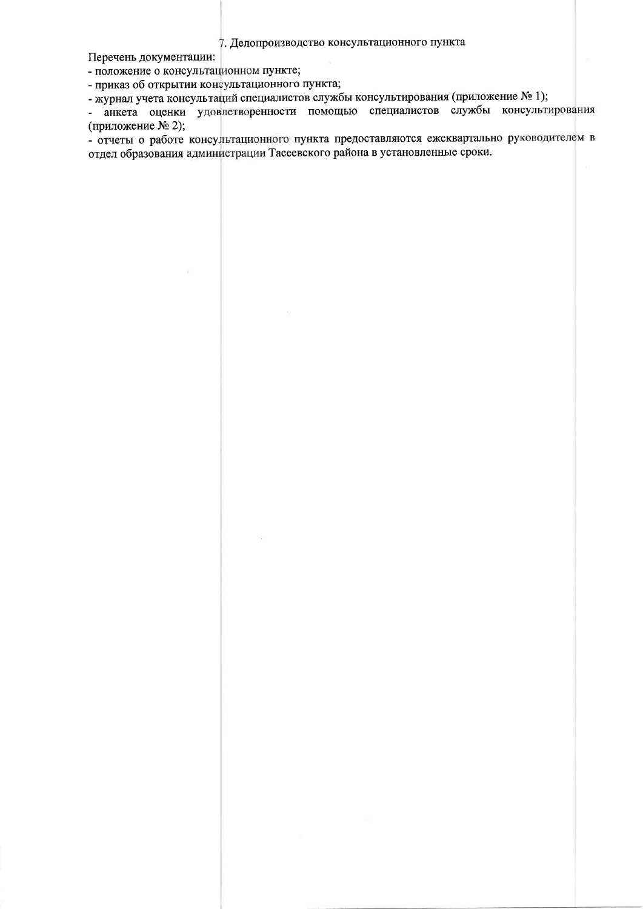## 7. Делопроизводство консультационного пункта

Перечень документации:

- положение о консультационном пункте;
- приказ об открытии консультационного пункта;
- журнал учета консультаций специалистов службы консультирования (приложение № 1);
- анкета оценки удовлетворенности помощью специалистов службы консультирования (приложение № 2);
- отчеты о работе консультационного пункта предоставляются ежеквартально руководителем в отдел образования администрации Тасеевского района в установленные сроки.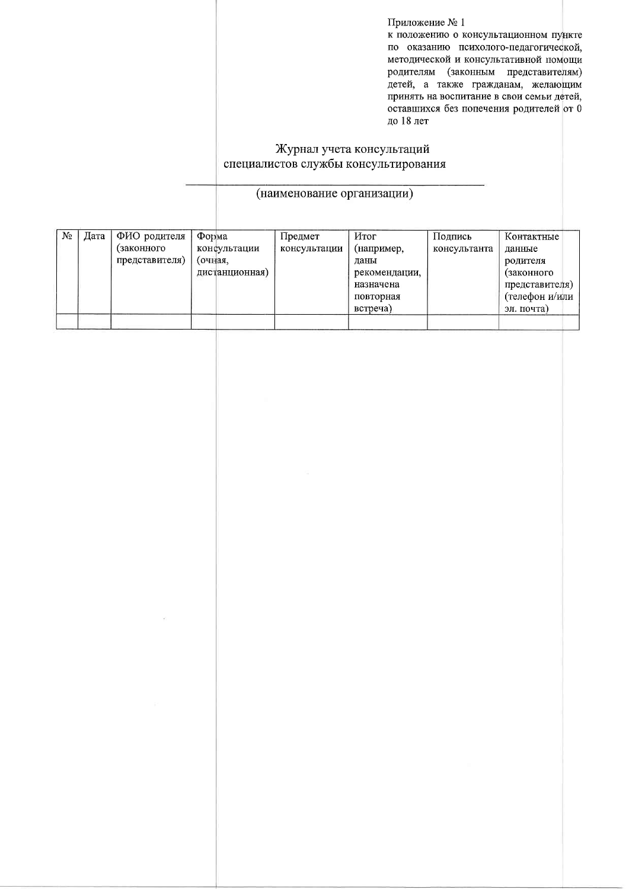Приложение № 1
к положению о консультационном пункте по оказанию психолого-педагогической, методической и консультативной помощи родителям (законным представителям) детей, а также гражданам, желающим принять на воспитание в свои семьи детей, оставшихся без попечения родителей от 0 до 18 лет

## Журнал учета консультаций специалистов службы консультирования

\_\_\_\_\_\_\_\_\_\_\_\_\_\_\_\_\_\_\_\_\_\_\_\_\_\_\_\_\_\_\_\_\_\_\_\_\_\_\_\_\_\_\_\_

(наименование организации)

| № | Дата | ФИО родителя (законного представителя) | Форма консультации (очная, дистанционная) | Предмет консультации | Итог (например, даны рекомендации, назначена повторная встреча) | Подпись консультанта | Контактные данные родителя (законного представителя) (телефон и/или эл. почта) |
|---|---|---|---|---|---|---|---|
| | | | | | | | |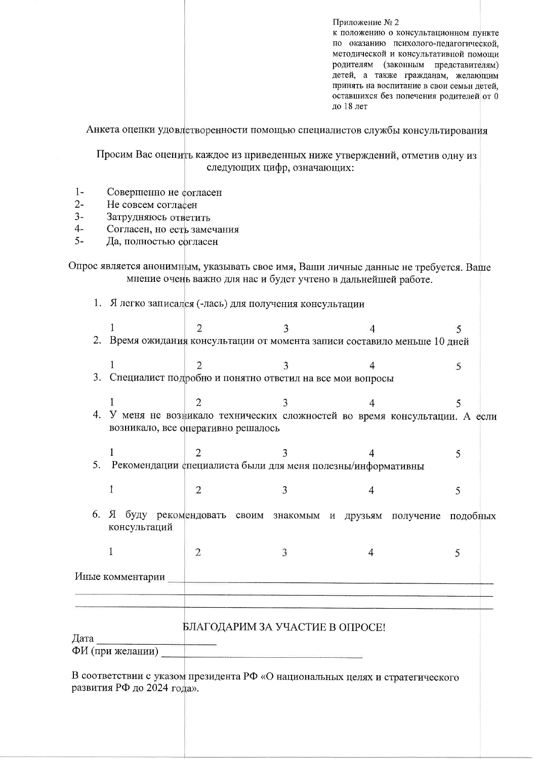Приложение № 2
к положению о консультационном пункте по оказанию психолого-педагогической, методической и консультативной помощи родителям (законным представителям) детей, а также гражданам, желающим принять на воспитание в свои семьи детей, оставшихся без попечения родителей от 0 до 18 лет

## Анкета оценки удовлетворенности помощью специалистов службы консультирования

Просим Вас оценить каждое из приведенных ниже утверждений, отметив одну из следующих цифр, означающих:

1- Совершенно не согласен
2- Не совсем согласен
3- Затрудняюсь ответить
4- Согласен, но есть замечания
5- Да, полностью согласен

Опрос является анонимным, указывать свое имя, Ваши личные данные не требуется. Ваше мнение очень важно для нас и будет учтено в дальнейшей работе.

1. Я легко записался (-лась) для получения консультации

   1 2 3 4 5

2. Время ожидания консультации от момента записи составило меньше 10 дней

   1 2 3 4 5

3. Специалист подробно и понятно ответил на все мои вопросы

   1 2 3 4 5

4. У меня не возникало технических сложностей во время консультации. А если возникало, все оперативно решалось

   1 2 3 4 5

5. Рекомендации специалиста были для меня полезны/информативны

   1 2 3 4 5

6. Я буду рекомендовать своим знакомым и друзьям получение подобных консультаций

   1 2 3 4 5

Иные комментарии ______________________________________________
______________________________________________________________
______________________________________________________________

БЛАГОДАРИМ ЗА УЧАСТИЕ В ОПРОСЕ!

Дата ____________________
ФИ (при желании) ________________________________

В соответствии с указом президента РФ «О национальных целях и стратегического развития РФ до 2024 года».